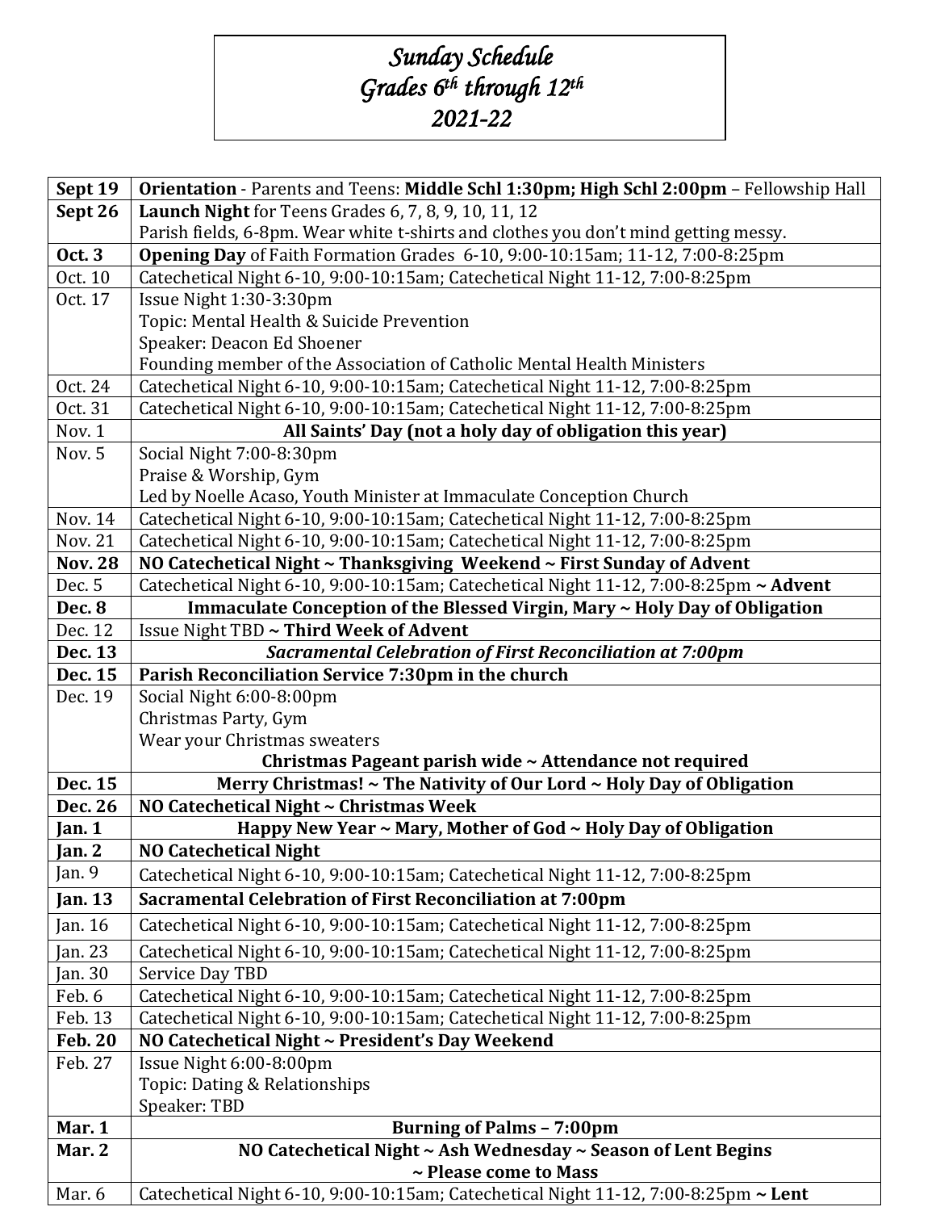# *Sunday Schedule*
# *Grades 6th through 12th*
# *2021-22*

| | |
|---|---|
| **Sept 19** | **Orientation** - Parents and Teens: **Middle Schl 1:30pm; High Schl 2:00pm** – Fellowship Hall |
| **Sept 26** | **Launch Night** for Teens Grades 6, 7, 8, 9, 10, 11, 12<br>Parish fields, 6-8pm. Wear white t-shirts and clothes you don't mind getting messy. |
| **Oct. 3** | **Opening Day** of Faith Formation Grades 6-10, 9:00-10:15am; 11-12, 7:00-8:25pm |
| Oct. 10 | Catechetical Night 6-10, 9:00-10:15am; Catechetical Night 11-12, 7:00-8:25pm |
| Oct. 17 | Issue Night 1:30-3:30pm<br>Topic: Mental Health & Suicide Prevention<br>Speaker: Deacon Ed Shoener<br>Founding member of the Association of Catholic Mental Health Ministers |
| Oct. 24 | Catechetical Night 6-10, 9:00-10:15am; Catechetical Night 11-12, 7:00-8:25pm |
| Oct. 31 | Catechetical Night 6-10, 9:00-10:15am; Catechetical Night 11-12, 7:00-8:25pm |
| Nov. 1 | **All Saints' Day (not a holy day of obligation this year)** |
| Nov. 5 | Social Night 7:00-8:30pm<br>Praise & Worship, Gym<br>Led by Noelle Acaso, Youth Minister at Immaculate Conception Church |
| Nov. 14 | Catechetical Night 6-10, 9:00-10:15am; Catechetical Night 11-12, 7:00-8:25pm |
| Nov. 21 | Catechetical Night 6-10, 9:00-10:15am; Catechetical Night 11-12, 7:00-8:25pm |
| **Nov. 28** | **NO Catechetical Night ~ Thanksgiving Weekend ~ First Sunday of Advent** |
| Dec. 5 | Catechetical Night 6-10, 9:00-10:15am; Catechetical Night 11-12, 7:00-8:25pm **~ Advent** |
| **Dec. 8** | **Immaculate Conception of the Blessed Virgin, Mary ~ Holy Day of Obligation** |
| Dec. 12 | Issue Night TBD **~ Third Week of Advent** |
| **Dec. 13** | ***Sacramental Celebration of First Reconciliation at 7:00pm*** |
| **Dec. 15** | **Parish Reconciliation Service 7:30pm in the church** |
| Dec. 19 | Social Night 6:00-8:00pm<br>Christmas Party, Gym<br>Wear your Christmas sweaters<br>**Christmas Pageant parish wide ~ Attendance not required** |
| **Dec. 15** | **Merry Christmas! ~ The Nativity of Our Lord ~ Holy Day of Obligation** |
| **Dec. 26** | **NO Catechetical Night ~ Christmas Week** |
| **Jan. 1** | **Happy New Year ~ Mary, Mother of God ~ Holy Day of Obligation** |
| **Jan. 2** | **NO Catechetical Night** |
| Jan. 9 | Catechetical Night 6-10, 9:00-10:15am; Catechetical Night 11-12, 7:00-8:25pm |
| **Jan. 13** | **Sacramental Celebration of First Reconciliation at 7:00pm** |
| Jan. 16 | Catechetical Night 6-10, 9:00-10:15am; Catechetical Night 11-12, 7:00-8:25pm |
| Jan. 23 | Catechetical Night 6-10, 9:00-10:15am; Catechetical Night 11-12, 7:00-8:25pm |
| Jan. 30 | Service Day TBD |
| Feb. 6 | Catechetical Night 6-10, 9:00-10:15am; Catechetical Night 11-12, 7:00-8:25pm |
| Feb. 13 | Catechetical Night 6-10, 9:00-10:15am; Catechetical Night 11-12, 7:00-8:25pm |
| **Feb. 20** | **NO Catechetical Night ~ President's Day Weekend** |
| Feb. 27 | Issue Night 6:00-8:00pm<br>Topic: Dating & Relationships<br>Speaker: TBD |
| **Mar. 1** | **Burning of Palms – 7:00pm** |
| **Mar. 2** | **NO Catechetical Night ~ Ash Wednesday ~ Season of Lent Begins**<br>**~ Please come to Mass** |
| Mar. 6 | Catechetical Night 6-10, 9:00-10:15am; Catechetical Night 11-12, 7:00-8:25pm **~ Lent** |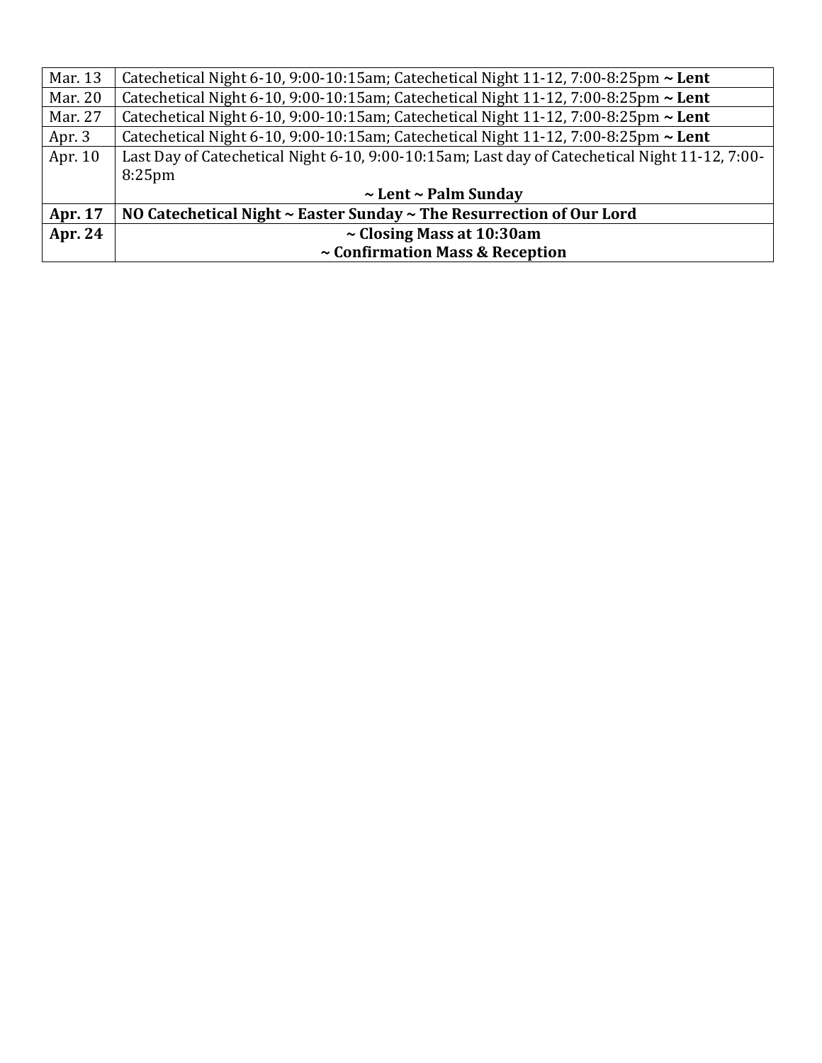| | |
|---|---|
| Mar. 13 | Catechetical Night 6-10, 9:00-10:15am; Catechetical Night 11-12, 7:00-8:25pm **~ Lent** |
| Mar. 20 | Catechetical Night 6-10, 9:00-10:15am; Catechetical Night 11-12, 7:00-8:25pm **~ Lent** |
| Mar. 27 | Catechetical Night 6-10, 9:00-10:15am; Catechetical Night 11-12, 7:00-8:25pm **~ Lent** |
| Apr. 3 | Catechetical Night 6-10, 9:00-10:15am; Catechetical Night 11-12, 7:00-8:25pm **~ Lent** |
| Apr. 10 | Last Day of Catechetical Night 6-10, 9:00-10:15am; Last day of Catechetical Night 11-12, 7:00-8:25pm **~ Lent ~ Palm Sunday** |
| **Apr. 17** | **NO Catechetical Night ~ Easter Sunday ~ The Resurrection of Our Lord** |
| **Apr. 24** | **~ Closing Mass at 10:30am ~ Confirmation Mass & Reception** |